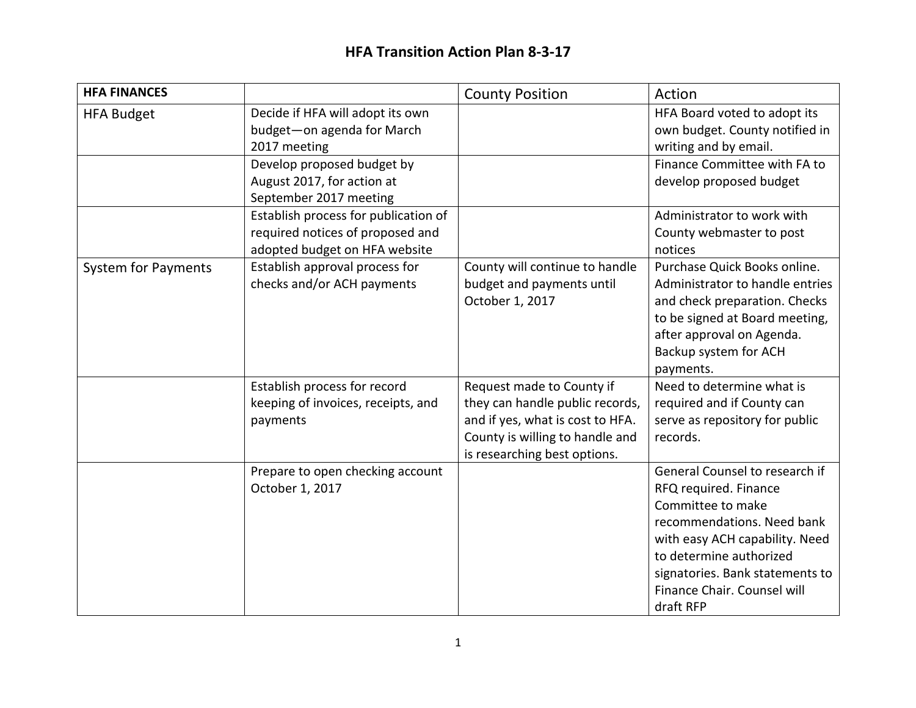# HFA Transition Action Plan 8-3-17

| HFA FINANCES | | County Position | Action |
|---|---|---|---|
| HFA Budget | Decide if HFA will adopt its own budget—on agenda for March 2017 meeting | | HFA Board voted to adopt its own budget. County notified in writing and by email. |
| | Develop proposed budget by August 2017, for action at September 2017 meeting | | Finance Committee with FA to develop proposed budget |
| | Establish process for publication of required notices of proposed and adopted budget on HFA website | | Administrator to work with County webmaster to post notices |
| System for Payments | Establish approval process for checks and/or ACH payments | County will continue to handle budget and payments until October 1, 2017 | Purchase Quick Books online. Administrator to handle entries and check preparation. Checks to be signed at Board meeting, after approval on Agenda. Backup system for ACH payments. |
| | Establish process for record keeping of invoices, receipts, and payments | Request made to County if they can handle public records, and if yes, what is cost to HFA. County is willing to handle and is researching best options. | Need to determine what is required and if County can serve as repository for public records. |
| | Prepare to open checking account October 1, 2017 | | General Counsel to research if RFQ required. Finance Committee to make recommendations. Need bank with easy ACH capability. Need to determine authorized signatories. Bank statements to Finance Chair. Counsel will draft RFP |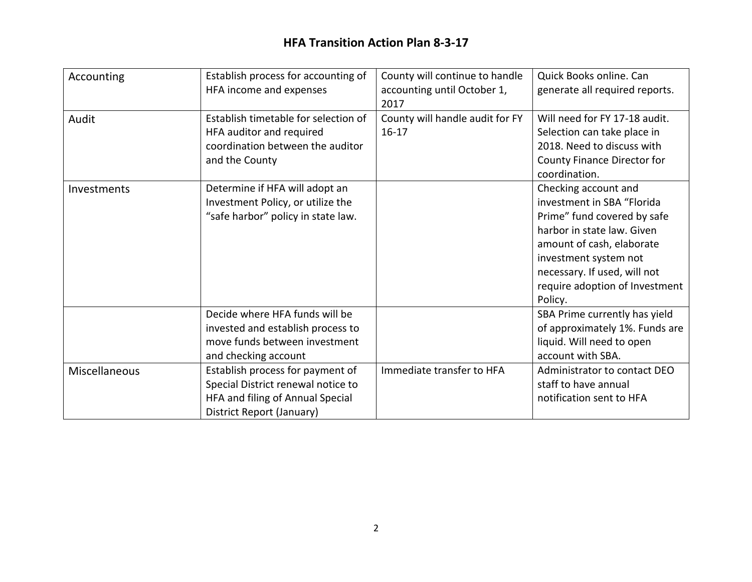# HFA Transition Action Plan 8-3-17

| Accounting | Establish process for accounting of HFA income and expenses | County will continue to handle accounting until October 1, 2017 | Quick Books online. Can generate all required reports. |
|---|---|---|---|
| Audit | Establish timetable for selection of HFA auditor and required coordination between the auditor and the County | County will handle audit for FY 16-17 | Will need for FY 17-18 audit. Selection can take place in 2018. Need to discuss with County Finance Director for coordination. |
| Investments | Determine if HFA will adopt an Investment Policy, or utilize the "safe harbor" policy in state law. | | Checking account and investment in SBA "Florida Prime" fund covered by safe harbor in state law. Given amount of cash, elaborate investment system not necessary. If used, will not require adoption of Investment Policy. |
| | Decide where HFA funds will be invested and establish process to move funds between investment and checking account | | SBA Prime currently has yield of approximately 1%. Funds are liquid. Will need to open account with SBA. |
| Miscellaneous | Establish process for payment of Special District renewal notice to HFA and filing of Annual Special District Report (January) | Immediate transfer to HFA | Administrator to contact DEO staff to have annual notification sent to HFA |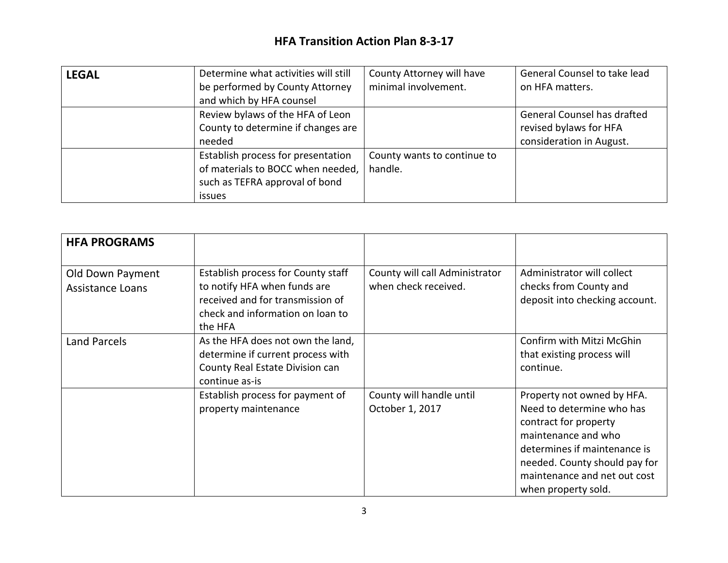# HFA Transition Action Plan 8-3-17

| LEGAL | Determine what activities will still be performed by County Attorney and which by HFA counsel | County Attorney will have minimal involvement. | General Counsel to take lead on HFA matters. |
|---|---|---|---|
| | Review bylaws of the HFA of Leon County to determine if changes are needed | | General Counsel has drafted revised bylaws for HFA consideration in August. |
| | Establish process for presentation of materials to BOCC when needed, such as TEFRA approval of bond issues | County wants to continue to handle. | |

| HFA PROGRAMS | | | |
|---|---|---|---|
| Old Down Payment Assistance Loans | Establish process for County staff to notify HFA when funds are received and for transmission of check and information on loan to the HFA | County will call Administrator when check received. | Administrator will collect checks from County and deposit into checking account. |
| Land Parcels | As the HFA does not own the land, determine if current process with County Real Estate Division can continue as-is | | Confirm with Mitzi McGhin that existing process will continue. |
| | Establish process for payment of property maintenance | County will handle until October 1, 2017 | Property not owned by HFA. Need to determine who has contract for property maintenance and who determines if maintenance is needed. County should pay for maintenance and net out cost when property sold. |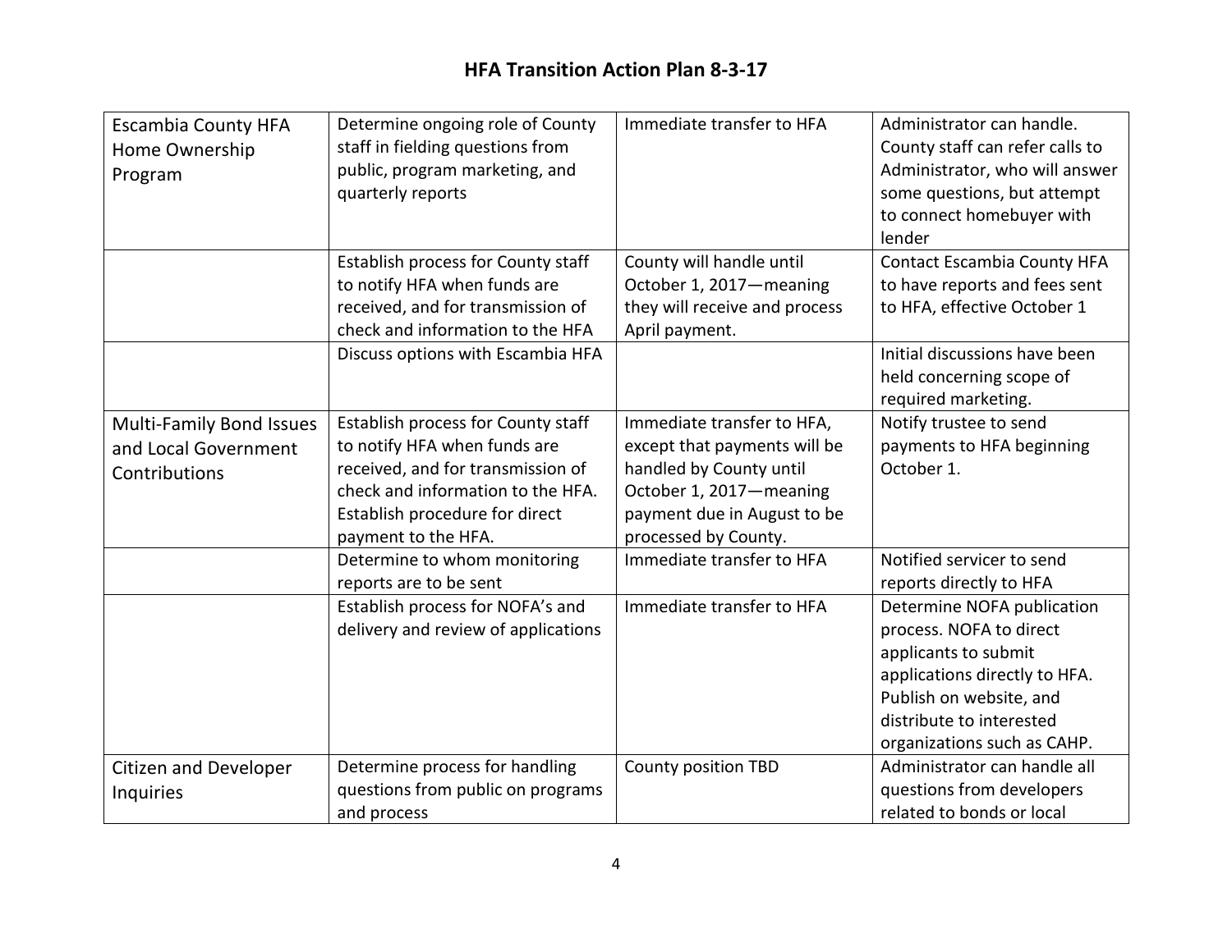# HFA Transition Action Plan 8-3-17

| | | | |
|---|---|---|---|
| Escambia County HFA Home Ownership Program | Determine ongoing role of County staff in fielding questions from public, program marketing, and quarterly reports | Immediate transfer to HFA | Administrator can handle. County staff can refer calls to Administrator, who will answer some questions, but attempt to connect homebuyer with lender |
| | Establish process for County staff to notify HFA when funds are received, and for transmission of check and information to the HFA | County will handle until October 1, 2017—meaning they will receive and process April payment. | Contact Escambia County HFA to have reports and fees sent to HFA, effective October 1 |
| | Discuss options with Escambia HFA | | Initial discussions have been held concerning scope of required marketing. |
| Multi-Family Bond Issues and Local Government Contributions | Establish process for County staff to notify HFA when funds are received, and for transmission of check and information to the HFA. Establish procedure for direct payment to the HFA. | Immediate transfer to HFA, except that payments will be handled by County until October 1, 2017—meaning payment due in August to be processed by County. | Notify trustee to send payments to HFA beginning October 1. |
| | Determine to whom monitoring reports are to be sent | Immediate transfer to HFA | Notified servicer to send reports directly to HFA |
| | Establish process for NOFA's and delivery and review of applications | Immediate transfer to HFA | Determine NOFA publication process. NOFA to direct applicants to submit applications directly to HFA. Publish on website, and distribute to interested organizations such as CAHP. |
| Citizen and Developer Inquiries | Determine process for handling questions from public on programs and process | County position TBD | Administrator can handle all questions from developers related to bonds or local |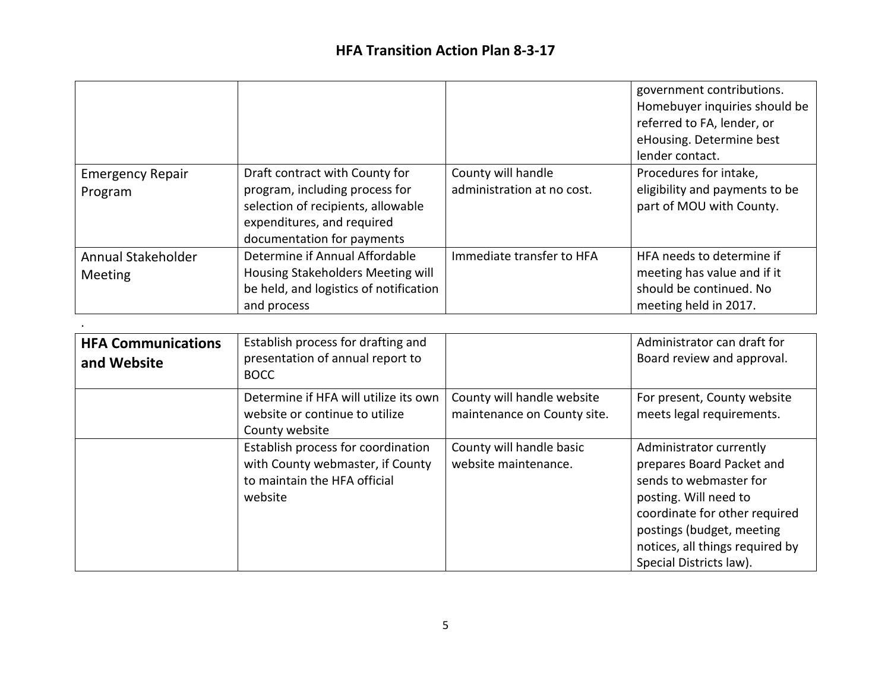## HFA Transition Action Plan 8-3-17

| | | | |
|---|---|---|---|
| | | | government contributions. Homebuyer inquiries should be referred to FA, lender, or eHousing. Determine best lender contact. |
| Emergency Repair Program | Draft contract with County for program, including process for selection of recipients, allowable expenditures, and required documentation for payments | County will handle administration at no cost. | Procedures for intake, eligibility and payments to be part of MOU with County. |
| Annual Stakeholder Meeting | Determine if Annual Affordable Housing Stakeholders Meeting will be held, and logistics of notification and process | Immediate transfer to HFA | HFA needs to determine if meeting has value and if it should be continued. No meeting held in 2017. |

.

| | | | |
|---|---|---|---|
| **HFA Communications and Website** | Establish process for drafting and presentation of annual report to BOCC | | Administrator can draft for Board review and approval. |
| | Determine if HFA will utilize its own website or continue to utilize County website | County will handle website maintenance on County site. | For present, County website meets legal requirements. |
| | Establish process for coordination with County webmaster, if County to maintain the HFA official website | County will handle basic website maintenance. | Administrator currently prepares Board Packet and sends to webmaster for posting. Will need to coordinate for other required postings (budget, meeting notices, all things required by Special Districts law). |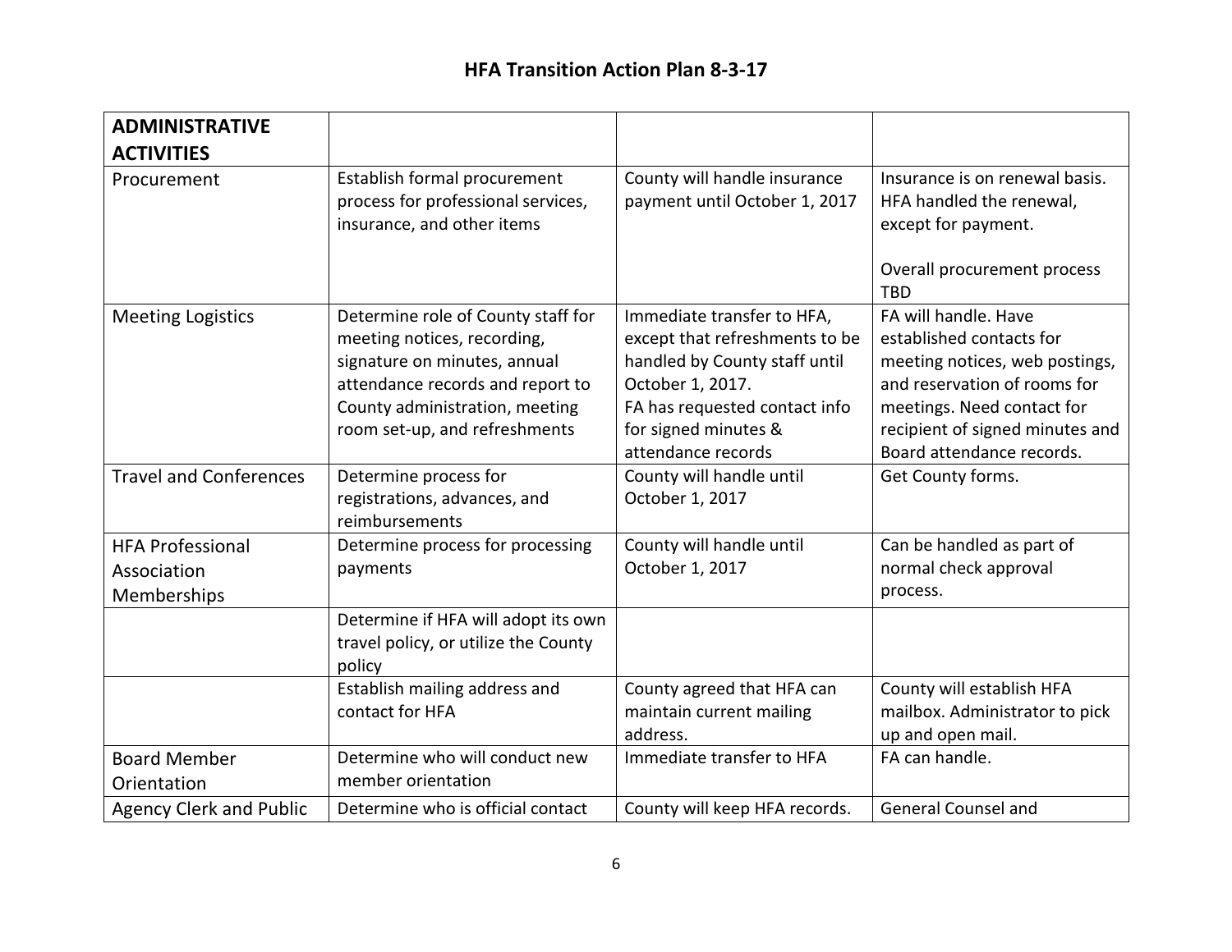## HFA Transition Action Plan 8-3-17

| ADMINISTRATIVE ACTIVITIES | | | |
|---|---|---|---|
| Procurement | Establish formal procurement process for professional services, insurance, and other items | County will handle insurance payment until October 1, 2017 | Insurance is on renewal basis. HFA handled the renewal, except for payment.<br><br>Overall procurement process TBD |
| Meeting Logistics | Determine role of County staff for meeting notices, recording, signature on minutes, annual attendance records and report to County administration, meeting room set-up, and refreshments | Immediate transfer to HFA, except that refreshments to be handled by County staff until October 1, 2017.<br>FA has requested contact info for signed minutes & attendance records | FA will handle. Have established contacts for meeting notices, web postings, and reservation of rooms for meetings. Need contact for recipient of signed minutes and Board attendance records. |
| Travel and Conferences | Determine process for registrations, advances, and reimbursements | County will handle until October 1, 2017 | Get County forms. |
| HFA Professional Association Memberships | Determine process for processing payments | County will handle until October 1, 2017 | Can be handled as part of normal check approval process. |
| | Determine if HFA will adopt its own travel policy, or utilize the County policy | | |
| | Establish mailing address and contact for HFA | County agreed that HFA can maintain current mailing address. | County will establish HFA mailbox. Administrator to pick up and open mail. |
| Board Member Orientation | Determine who will conduct new member orientation | Immediate transfer to HFA | FA can handle. |
| Agency Clerk and Public | Determine who is official contact | County will keep HFA records. | General Counsel and |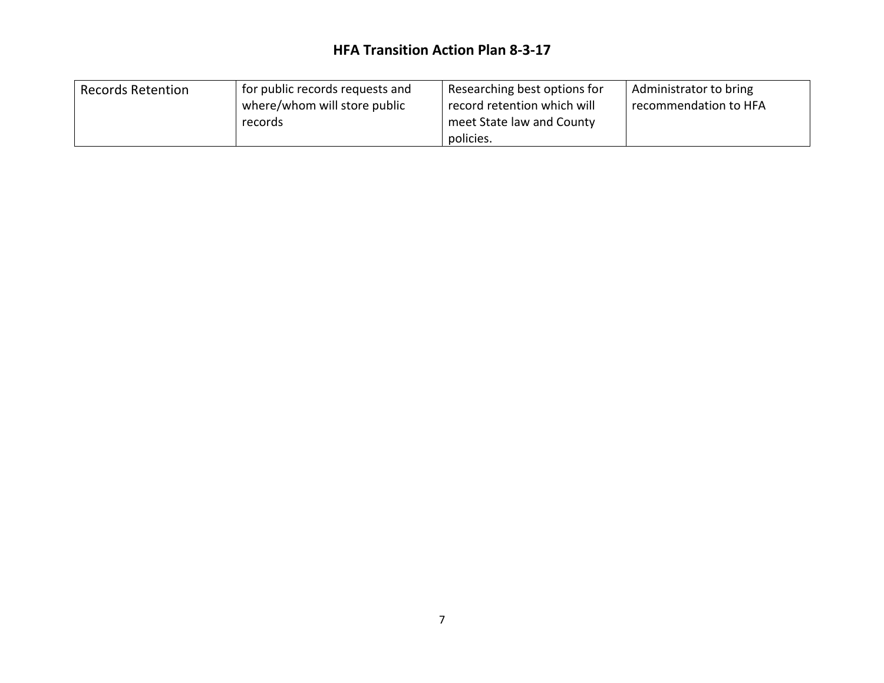# HFA Transition Action Plan 8-3-17

| | | | |
|---|---|---|---|
| Records Retention | for public records requests and where/whom will store public records | Researching best options for record retention which will meet State law and County policies. | Administrator to bring recommendation to HFA |